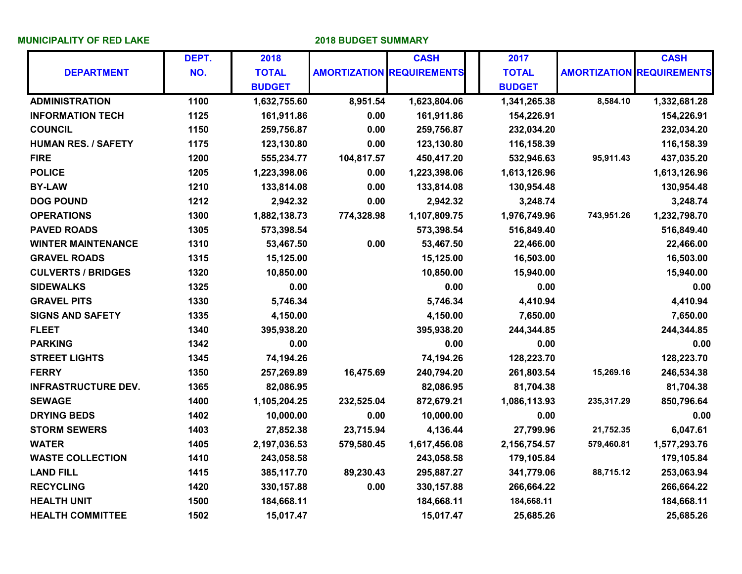**MUNICIPALITY OF RED LAKE** **2018 BUDGET SUMMARY**

| DEPARTMENT | DEPT. NO. | 2018 TOTAL BUDGET | AMORTIZATION | CASH REQUIREMENTS | 2017 TOTAL BUDGET | AMORTIZATION | CASH REQUIREMENTS |
|---|---|---|---|---|---|---|---|
| ADMINISTRATION | 1100 | 1,632,755.60 | 8,951.54 | 1,623,804.06 | 1,341,265.38 | 8,584.10 | 1,332,681.28 |
| INFORMATION TECH | 1125 | 161,911.86 | 0.00 | 161,911.86 | 154,226.91 | | 154,226.91 |
| COUNCIL | 1150 | 259,756.87 | 0.00 | 259,756.87 | 232,034.20 | | 232,034.20 |
| HUMAN RES. / SAFETY | 1175 | 123,130.80 | 0.00 | 123,130.80 | 116,158.39 | | 116,158.39 |
| FIRE | 1200 | 555,234.77 | 104,817.57 | 450,417.20 | 532,946.63 | 95,911.43 | 437,035.20 |
| POLICE | 1205 | 1,223,398.06 | 0.00 | 1,223,398.06 | 1,613,126.96 | | 1,613,126.96 |
| BY-LAW | 1210 | 133,814.08 | 0.00 | 133,814.08 | 130,954.48 | | 130,954.48 |
| DOG POUND | 1212 | 2,942.32 | 0.00 | 2,942.32 | 3,248.74 | | 3,248.74 |
| OPERATIONS | 1300 | 1,882,138.73 | 774,328.98 | 1,107,809.75 | 1,976,749.96 | 743,951.26 | 1,232,798.70 |
| PAVED ROADS | 1305 | 573,398.54 | | 573,398.54 | 516,849.40 | | 516,849.40 |
| WINTER MAINTENANCE | 1310 | 53,467.50 | 0.00 | 53,467.50 | 22,466.00 | | 22,466.00 |
| GRAVEL ROADS | 1315 | 15,125.00 | | 15,125.00 | 16,503.00 | | 16,503.00 |
| CULVERTS / BRIDGES | 1320 | 10,850.00 | | 10,850.00 | 15,940.00 | | 15,940.00 |
| SIDEWALKS | 1325 | 0.00 | | 0.00 | 0.00 | | 0.00 |
| GRAVEL PITS | 1330 | 5,746.34 | | 5,746.34 | 4,410.94 | | 4,410.94 |
| SIGNS AND SAFETY | 1335 | 4,150.00 | | 4,150.00 | 7,650.00 | | 7,650.00 |
| FLEET | 1340 | 395,938.20 | | 395,938.20 | 244,344.85 | | 244,344.85 |
| PARKING | 1342 | 0.00 | | 0.00 | 0.00 | | 0.00 |
| STREET LIGHTS | 1345 | 74,194.26 | | 74,194.26 | 128,223.70 | | 128,223.70 |
| FERRY | 1350 | 257,269.89 | 16,475.69 | 240,794.20 | 261,803.54 | 15,269.16 | 246,534.38 |
| INFRASTRUCTURE DEV. | 1365 | 82,086.95 | | 82,086.95 | 81,704.38 | | 81,704.38 |
| SEWAGE | 1400 | 1,105,204.25 | 232,525.04 | 872,679.21 | 1,086,113.93 | 235,317.29 | 850,796.64 |
| DRYING BEDS | 1402 | 10,000.00 | 0.00 | 10,000.00 | 0.00 | | 0.00 |
| STORM SEWERS | 1403 | 27,852.38 | 23,715.94 | 4,136.44 | 27,799.96 | 21,752.35 | 6,047.61 |
| WATER | 1405 | 2,197,036.53 | 579,580.45 | 1,617,456.08 | 2,156,754.57 | 579,460.81 | 1,577,293.76 |
| WASTE COLLECTION | 1410 | 243,058.58 | | 243,058.58 | 179,105.84 | | 179,105.84 |
| LAND FILL | 1415 | 385,117.70 | 89,230.43 | 295,887.27 | 341,779.06 | 88,715.12 | 253,063.94 |
| RECYCLING | 1420 | 330,157.88 | 0.00 | 330,157.88 | 266,664.22 | | 266,664.22 |
| HEALTH UNIT | 1500 | 184,668.11 | | 184,668.11 | 184,668.11 | | 184,668.11 |
| HEALTH COMMITTEE | 1502 | 15,017.47 | | 15,017.47 | 25,685.26 | | 25,685.26 |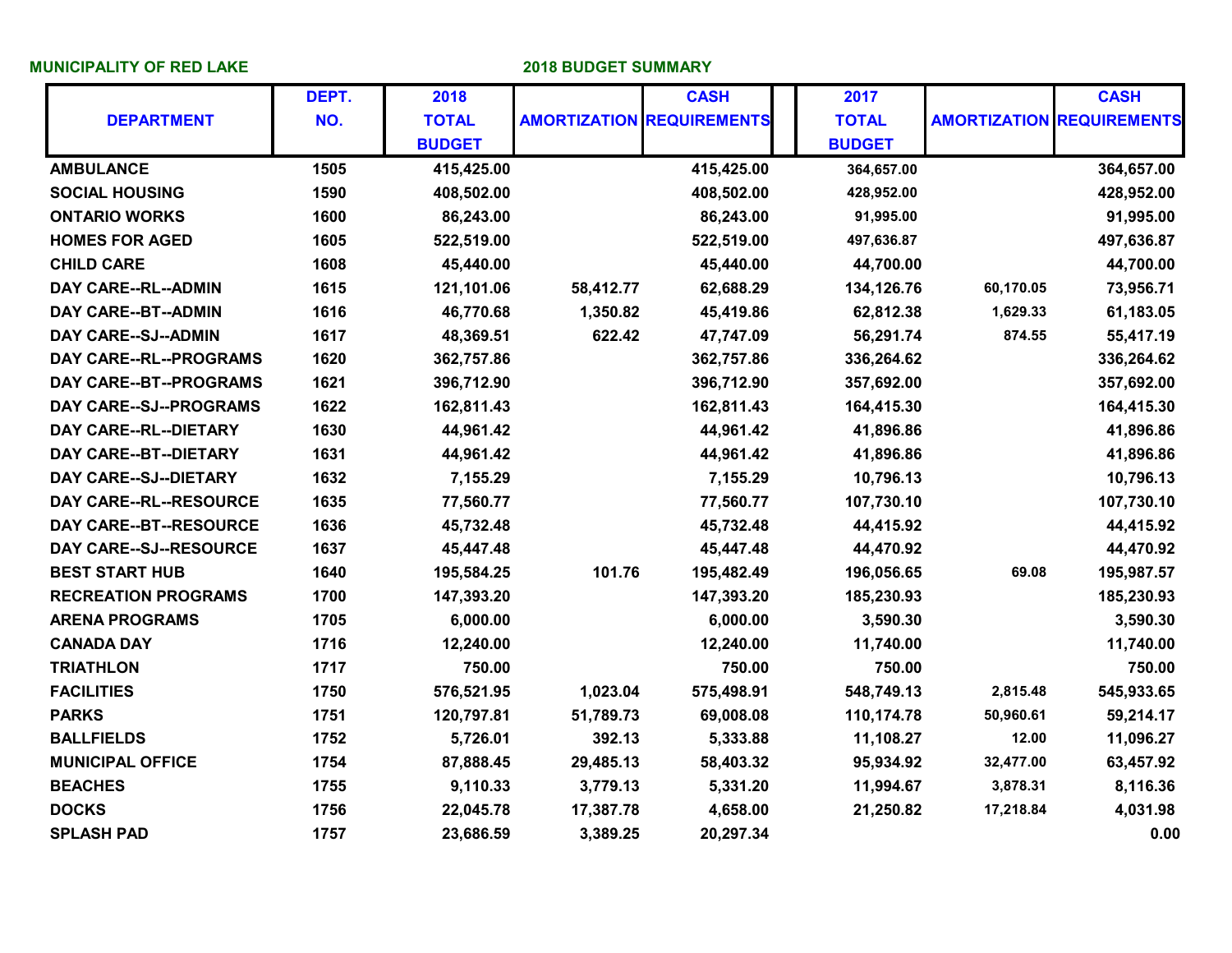**MUNICIPALITY OF RED LAKE** **2018 BUDGET SUMMARY**

| DEPARTMENT | DEPT. NO. | 2018 TOTAL BUDGET | AMORTIZATION | CASH REQUIREMENTS | 2017 TOTAL BUDGET | AMORTIZATION | CASH REQUIREMENTS |
|---|---|---|---|---|---|---|---|
| AMBULANCE | 1505 | 415,425.00 | | 415,425.00 | 364,657.00 | | 364,657.00 |
| SOCIAL HOUSING | 1590 | 408,502.00 | | 408,502.00 | 428,952.00 | | 428,952.00 |
| ONTARIO WORKS | 1600 | 86,243.00 | | 86,243.00 | 91,995.00 | | 91,995.00 |
| HOMES FOR AGED | 1605 | 522,519.00 | | 522,519.00 | 497,636.87 | | 497,636.87 |
| CHILD CARE | 1608 | 45,440.00 | | 45,440.00 | 44,700.00 | | 44,700.00 |
| DAY CARE--RL--ADMIN | 1615 | 121,101.06 | 58,412.77 | 62,688.29 | 134,126.76 | 60,170.05 | 73,956.71 |
| DAY CARE--BT--ADMIN | 1616 | 46,770.68 | 1,350.82 | 45,419.86 | 62,812.38 | 1,629.33 | 61,183.05 |
| DAY CARE--SJ--ADMIN | 1617 | 48,369.51 | 622.42 | 47,747.09 | 56,291.74 | 874.55 | 55,417.19 |
| DAY CARE--RL--PROGRAMS | 1620 | 362,757.86 | | 362,757.86 | 336,264.62 | | 336,264.62 |
| DAY CARE--BT--PROGRAMS | 1621 | 396,712.90 | | 396,712.90 | 357,692.00 | | 357,692.00 |
| DAY CARE--SJ--PROGRAMS | 1622 | 162,811.43 | | 162,811.43 | 164,415.30 | | 164,415.30 |
| DAY CARE--RL--DIETARY | 1630 | 44,961.42 | | 44,961.42 | 41,896.86 | | 41,896.86 |
| DAY CARE--BT--DIETARY | 1631 | 44,961.42 | | 44,961.42 | 41,896.86 | | 41,896.86 |
| DAY CARE--SJ--DIETARY | 1632 | 7,155.29 | | 7,155.29 | 10,796.13 | | 10,796.13 |
| DAY CARE--RL--RESOURCE | 1635 | 77,560.77 | | 77,560.77 | 107,730.10 | | 107,730.10 |
| DAY CARE--BT--RESOURCE | 1636 | 45,732.48 | | 45,732.48 | 44,415.92 | | 44,415.92 |
| DAY CARE--SJ--RESOURCE | 1637 | 45,447.48 | | 45,447.48 | 44,470.92 | | 44,470.92 |
| BEST START HUB | 1640 | 195,584.25 | 101.76 | 195,482.49 | 196,056.65 | 69.08 | 195,987.57 |
| RECREATION PROGRAMS | 1700 | 147,393.20 | | 147,393.20 | 185,230.93 | | 185,230.93 |
| ARENA PROGRAMS | 1705 | 6,000.00 | | 6,000.00 | 3,590.30 | | 3,590.30 |
| CANADA DAY | 1716 | 12,240.00 | | 12,240.00 | 11,740.00 | | 11,740.00 |
| TRIATHLON | 1717 | 750.00 | | 750.00 | 750.00 | | 750.00 |
| FACILITIES | 1750 | 576,521.95 | 1,023.04 | 575,498.91 | 548,749.13 | 2,815.48 | 545,933.65 |
| PARKS | 1751 | 120,797.81 | 51,789.73 | 69,008.08 | 110,174.78 | 50,960.61 | 59,214.17 |
| BALLFIELDS | 1752 | 5,726.01 | 392.13 | 5,333.88 | 11,108.27 | 12.00 | 11,096.27 |
| MUNICIPAL OFFICE | 1754 | 87,888.45 | 29,485.13 | 58,403.32 | 95,934.92 | 32,477.00 | 63,457.92 |
| BEACHES | 1755 | 9,110.33 | 3,779.13 | 5,331.20 | 11,994.67 | 3,878.31 | 8,116.36 |
| DOCKS | 1756 | 22,045.78 | 17,387.78 | 4,658.00 | 21,250.82 | 17,218.84 | 4,031.98 |
| SPLASH PAD | 1757 | 23,686.59 | 3,389.25 | 20,297.34 | | | 0.00 |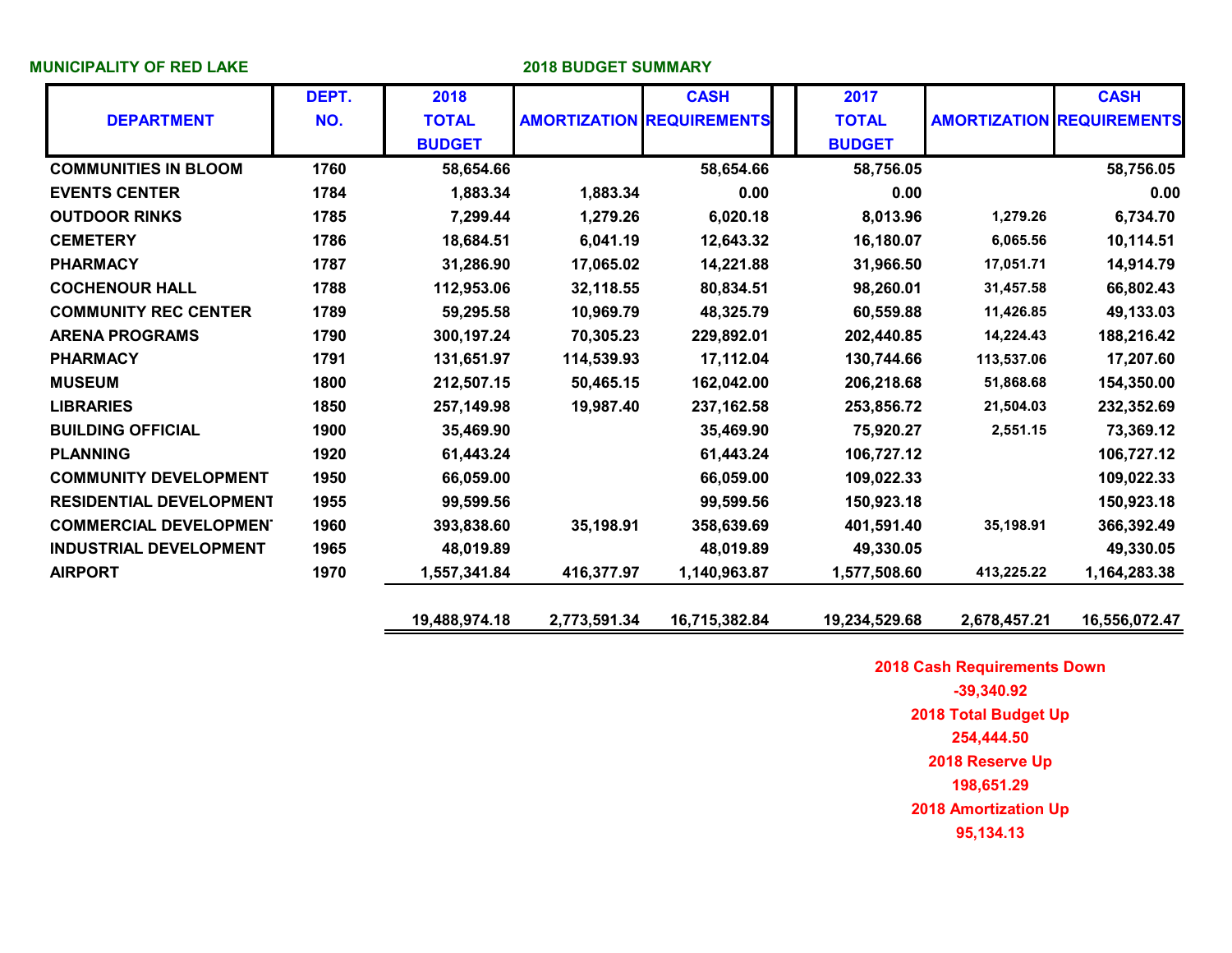**MUNICIPALITY OF RED LAKE** **2018 BUDGET SUMMARY**

| DEPARTMENT | DEPT. NO. | 2018 TOTAL BUDGET | AMORTIZATION | CASH REQUIREMENTS | 2017 TOTAL BUDGET | AMORTIZATION | CASH REQUIREMENTS |
|---|---|---|---|---|---|---|---|
| COMMUNITIES IN BLOOM | 1760 | 58,654.66 | | 58,654.66 | 58,756.05 | | 58,756.05 |
| EVENTS CENTER | 1784 | 1,883.34 | 1,883.34 | 0.00 | 0.00 | | 0.00 |
| OUTDOOR RINKS | 1785 | 7,299.44 | 1,279.26 | 6,020.18 | 8,013.96 | 1,279.26 | 6,734.70 |
| CEMETERY | 1786 | 18,684.51 | 6,041.19 | 12,643.32 | 16,180.07 | 6,065.56 | 10,114.51 |
| PHARMACY | 1787 | 31,286.90 | 17,065.02 | 14,221.88 | 31,966.50 | 17,051.71 | 14,914.79 |
| COCHENOUR HALL | 1788 | 112,953.06 | 32,118.55 | 80,834.51 | 98,260.01 | 31,457.58 | 66,802.43 |
| COMMUNITY REC CENTER | 1789 | 59,295.58 | 10,969.79 | 48,325.79 | 60,559.88 | 11,426.85 | 49,133.03 |
| ARENA PROGRAMS | 1790 | 300,197.24 | 70,305.23 | 229,892.01 | 202,440.85 | 14,224.43 | 188,216.42 |
| PHARMACY | 1791 | 131,651.97 | 114,539.93 | 17,112.04 | 130,744.66 | 113,537.06 | 17,207.60 |
| MUSEUM | 1800 | 212,507.15 | 50,465.15 | 162,042.00 | 206,218.68 | 51,868.68 | 154,350.00 |
| LIBRARIES | 1850 | 257,149.98 | 19,987.40 | 237,162.58 | 253,856.72 | 21,504.03 | 232,352.69 |
| BUILDING OFFICIAL | 1900 | 35,469.90 | | 35,469.90 | 75,920.27 | 2,551.15 | 73,369.12 |
| PLANNING | 1920 | 61,443.24 | | 61,443.24 | 106,727.12 | | 106,727.12 |
| COMMUNITY DEVELOPMENT | 1950 | 66,059.00 | | 66,059.00 | 109,022.33 | | 109,022.33 |
| RESIDENTIAL DEVELOPMENT | 1955 | 99,599.56 | | 99,599.56 | 150,923.18 | | 150,923.18 |
| COMMERCIAL DEVELOPMENT | 1960 | 393,838.60 | 35,198.91 | 358,639.69 | 401,591.40 | 35,198.91 | 366,392.49 |
| INDUSTRIAL DEVELOPMENT | 1965 | 48,019.89 | | 48,019.89 | 49,330.05 | | 49,330.05 |
| AIRPORT | 1970 | 1,557,341.84 | 416,377.97 | 1,140,963.87 | 1,577,508.60 | 413,225.22 | 1,164,283.38 |
| | | 19,488,974.18 | 2,773,591.34 | 16,715,382.84 | 19,234,529.68 | 2,678,457.21 | 16,556,072.47 |

2018 Cash Requirements Down
-39,340.92
2018 Total Budget Up
254,444.50
2018 Reserve Up
198,651.29
2018 Amortization Up
95,134.13